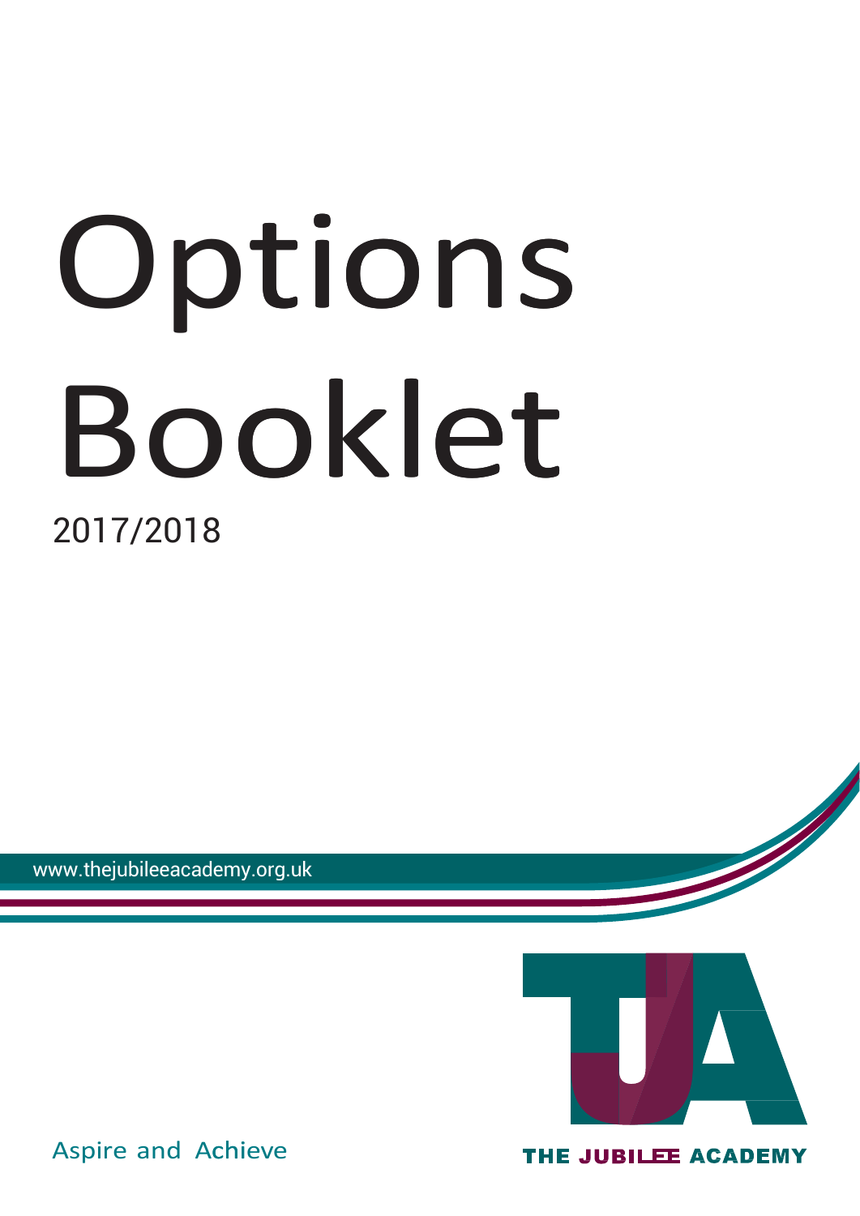# Options Booklet

2017/2018

www.thejubileeacademy.org.uk

Aspire and Achieve

THE JUBILEE ACADEMY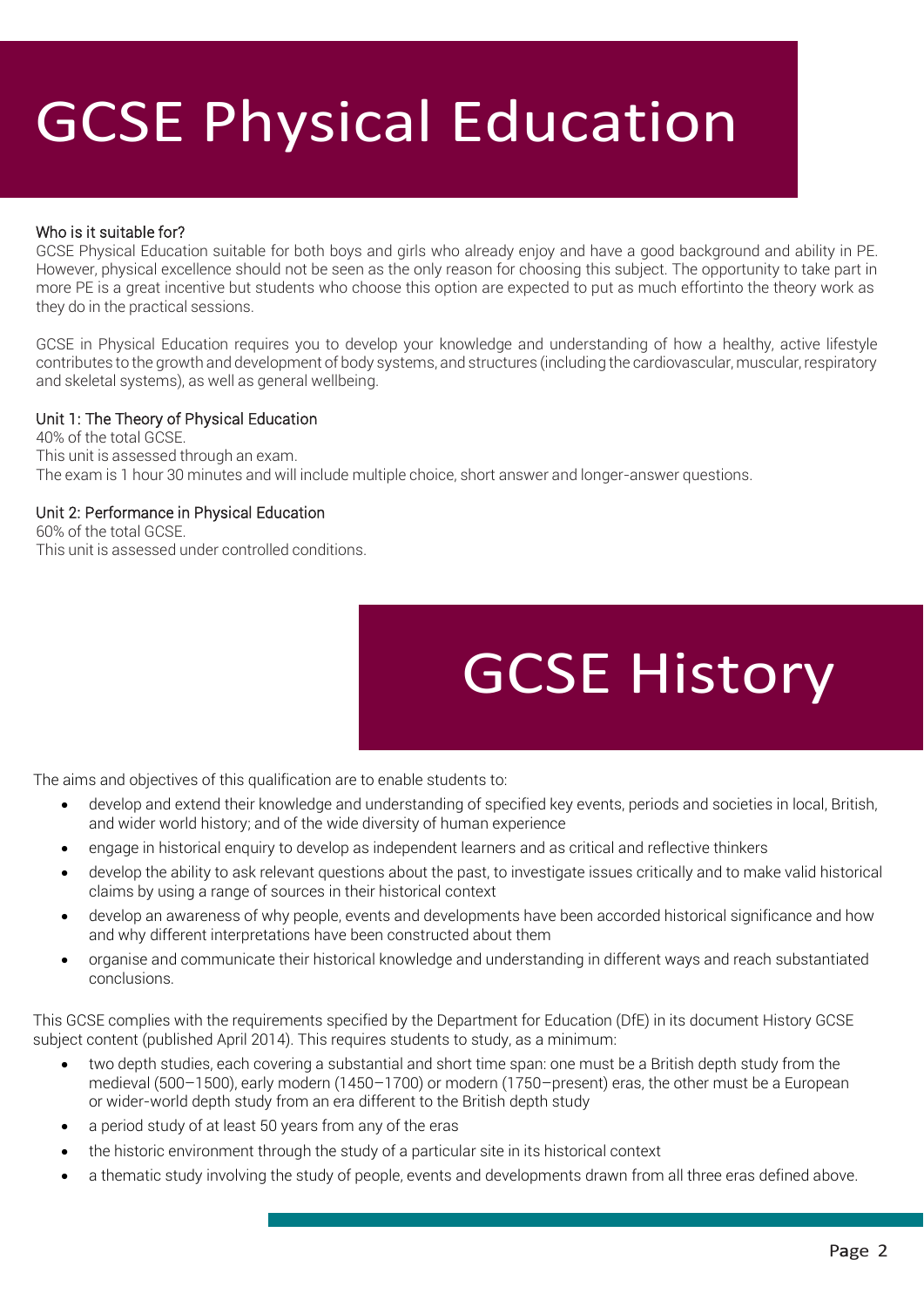# GCSE Physical Education

### Who is it suitable for?

GCSE Physical Education suitable for both boys and girls who already enjoy and have a good background and ability in PE. However, physical excellence should not be seen as the only reason for choosing this subject. The opportunity to take part in more PE is a great incentive but students who choose this option are expected to put as much effortinto the theory work as they do in the practical sessions.

GCSE in Physical Education requires you to develop your knowledge and understanding of how a healthy, active lifestyle contributes to the growth and development of body systems, and structures (including the cardiovascular, muscular, respiratory and skeletal systems), as well as general wellbeing.

### Unit 1: The Theory of Physical Education

40% of the total GCSE.
This unit is assessed through an exam.
The exam is 1 hour 30 minutes and will include multiple choice, short answer and longer-answer questions.

### Unit 2: Performance in Physical Education

60% of the total GCSE.
This unit is assessed under controlled conditions.

# GCSE History

The aims and objectives of this qualification are to enable students to:

- develop and extend their knowledge and understanding of specified key events, periods and societies in local, British, and wider world history; and of the wide diversity of human experience
- engage in historical enquiry to develop as independent learners and as critical and reflective thinkers
- develop the ability to ask relevant questions about the past, to investigate issues critically and to make valid historical claims by using a range of sources in their historical context
- develop an awareness of why people, events and developments have been accorded historical significance and how and why different interpretations have been constructed about them
- organise and communicate their historical knowledge and understanding in different ways and reach substantiated conclusions.

This GCSE complies with the requirements specified by the Department for Education (DfE) in its document History GCSE subject content (published April 2014). This requires students to study, as a minimum:

- two depth studies, each covering a substantial and short time span: one must be a British depth study from the medieval (500–1500), early modern (1450–1700) or modern (1750–present) eras, the other must be a European or wider-world depth study from an era different to the British depth study
- a period study of at least 50 years from any of the eras
- the historic environment through the study of a particular site in its historical context
- a thematic study involving the study of people, events and developments drawn from all three eras defined above.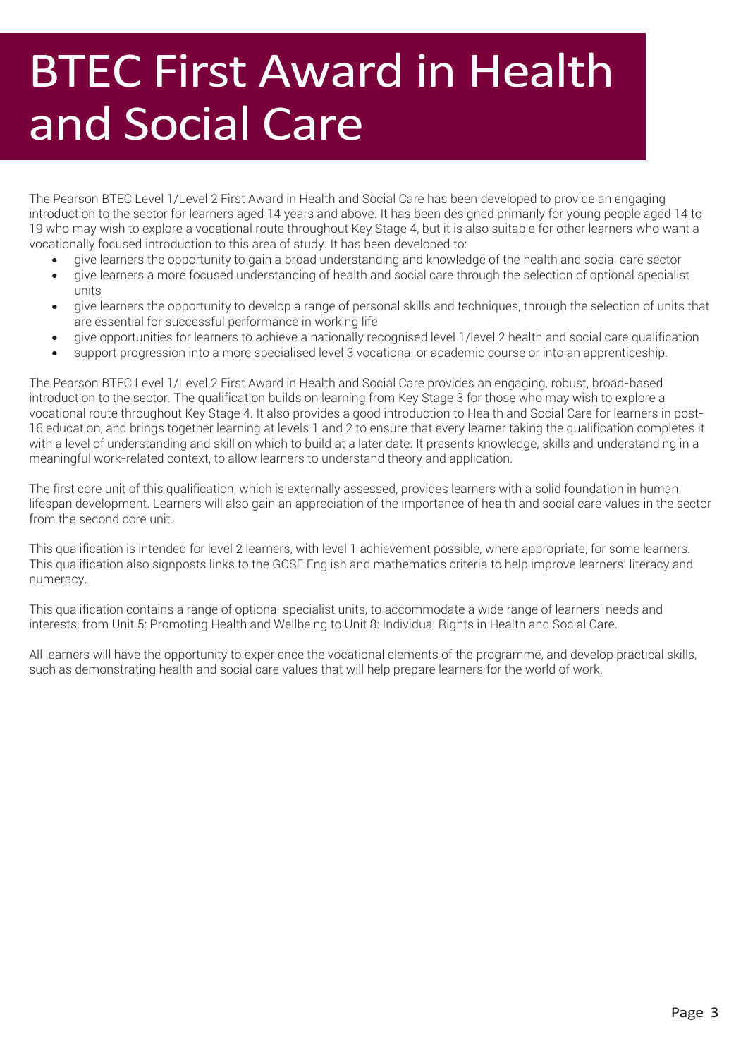# BTEC First Award in Health and Social Care

The Pearson BTEC Level 1/Level 2 First Award in Health and Social Care has been developed to provide an engaging introduction to the sector for learners aged 14 years and above. It has been designed primarily for young people aged 14 to 19 who may wish to explore a vocational route throughout Key Stage 4, but it is also suitable for other learners who want a vocationally focused introduction to this area of study. It has been developed to:

- give learners the opportunity to gain a broad understanding and knowledge of the health and social care sector
- give learners a more focused understanding of health and social care through the selection of optional specialist units
- give learners the opportunity to develop a range of personal skills and techniques, through the selection of units that are essential for successful performance in working life
- give opportunities for learners to achieve a nationally recognised level 1/level 2 health and social care qualification
- support progression into a more specialised level 3 vocational or academic course or into an apprenticeship.

The Pearson BTEC Level 1/Level 2 First Award in Health and Social Care provides an engaging, robust, broad-based introduction to the sector. The qualification builds on learning from Key Stage 3 for those who may wish to explore a vocational route throughout Key Stage 4. It also provides a good introduction to Health and Social Care for learners in post-16 education, and brings together learning at levels 1 and 2 to ensure that every learner taking the qualification completes it with a level of understanding and skill on which to build at a later date. It presents knowledge, skills and understanding in a meaningful work-related context, to allow learners to understand theory and application.

The first core unit of this qualification, which is externally assessed, provides learners with a solid foundation in human lifespan development. Learners will also gain an appreciation of the importance of health and social care values in the sector from the second core unit.

This qualification is intended for level 2 learners, with level 1 achievement possible, where appropriate, for some learners. This qualification also signposts links to the GCSE English and mathematics criteria to help improve learners' literacy and numeracy.

This qualification contains a range of optional specialist units, to accommodate a wide range of learners' needs and interests, from Unit 5: Promoting Health and Wellbeing to Unit 8: Individual Rights in Health and Social Care.

All learners will have the opportunity to experience the vocational elements of the programme, and develop practical skills, such as demonstrating health and social care values that will help prepare learners for the world of work.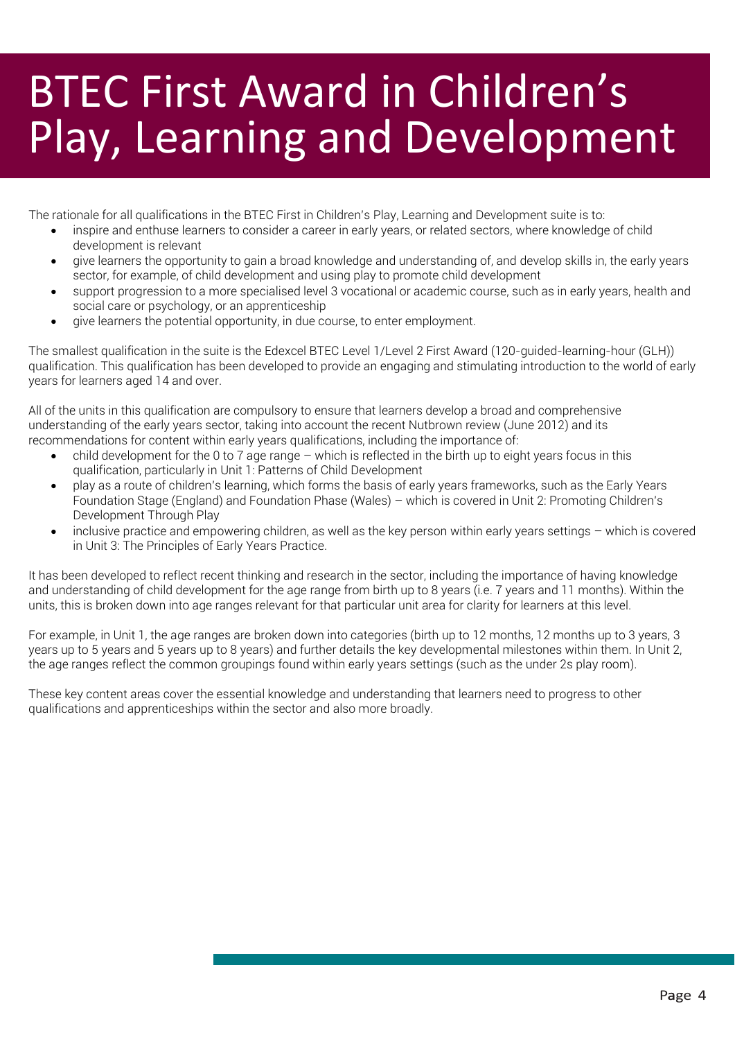# BTEC First Award in Children's Play, Learning and Development

The rationale for all qualifications in the BTEC First in Children's Play, Learning and Development suite is to:

- inspire and enthuse learners to consider a career in early years, or related sectors, where knowledge of child development is relevant
- give learners the opportunity to gain a broad knowledge and understanding of, and develop skills in, the early years sector, for example, of child development and using play to promote child development
- support progression to a more specialised level 3 vocational or academic course, such as in early years, health and social care or psychology, or an apprenticeship
- give learners the potential opportunity, in due course, to enter employment.

The smallest qualification in the suite is the Edexcel BTEC Level 1/Level 2 First Award (120-guided-learning-hour (GLH)) qualification. This qualification has been developed to provide an engaging and stimulating introduction to the world of early years for learners aged 14 and over.

All of the units in this qualification are compulsory to ensure that learners develop a broad and comprehensive understanding of the early years sector, taking into account the recent Nutbrown review (June 2012) and its recommendations for content within early years qualifications, including the importance of:

- child development for the 0 to 7 age range – which is reflected in the birth up to eight years focus in this qualification, particularly in Unit 1: Patterns of Child Development
- play as a route of children's learning, which forms the basis of early years frameworks, such as the Early Years Foundation Stage (England) and Foundation Phase (Wales) – which is covered in Unit 2: Promoting Children's Development Through Play
- inclusive practice and empowering children, as well as the key person within early years settings – which is covered in Unit 3: The Principles of Early Years Practice.

It has been developed to reflect recent thinking and research in the sector, including the importance of having knowledge and understanding of child development for the age range from birth up to 8 years (i.e. 7 years and 11 months). Within the units, this is broken down into age ranges relevant for that particular unit area for clarity for learners at this level.

For example, in Unit 1, the age ranges are broken down into categories (birth up to 12 months, 12 months up to 3 years, 3 years up to 5 years and 5 years up to 8 years) and further details the key developmental milestones within them. In Unit 2, the age ranges reflect the common groupings found within early years settings (such as the under 2s play room).

These key content areas cover the essential knowledge and understanding that learners need to progress to other qualifications and apprenticeships within the sector and also more broadly.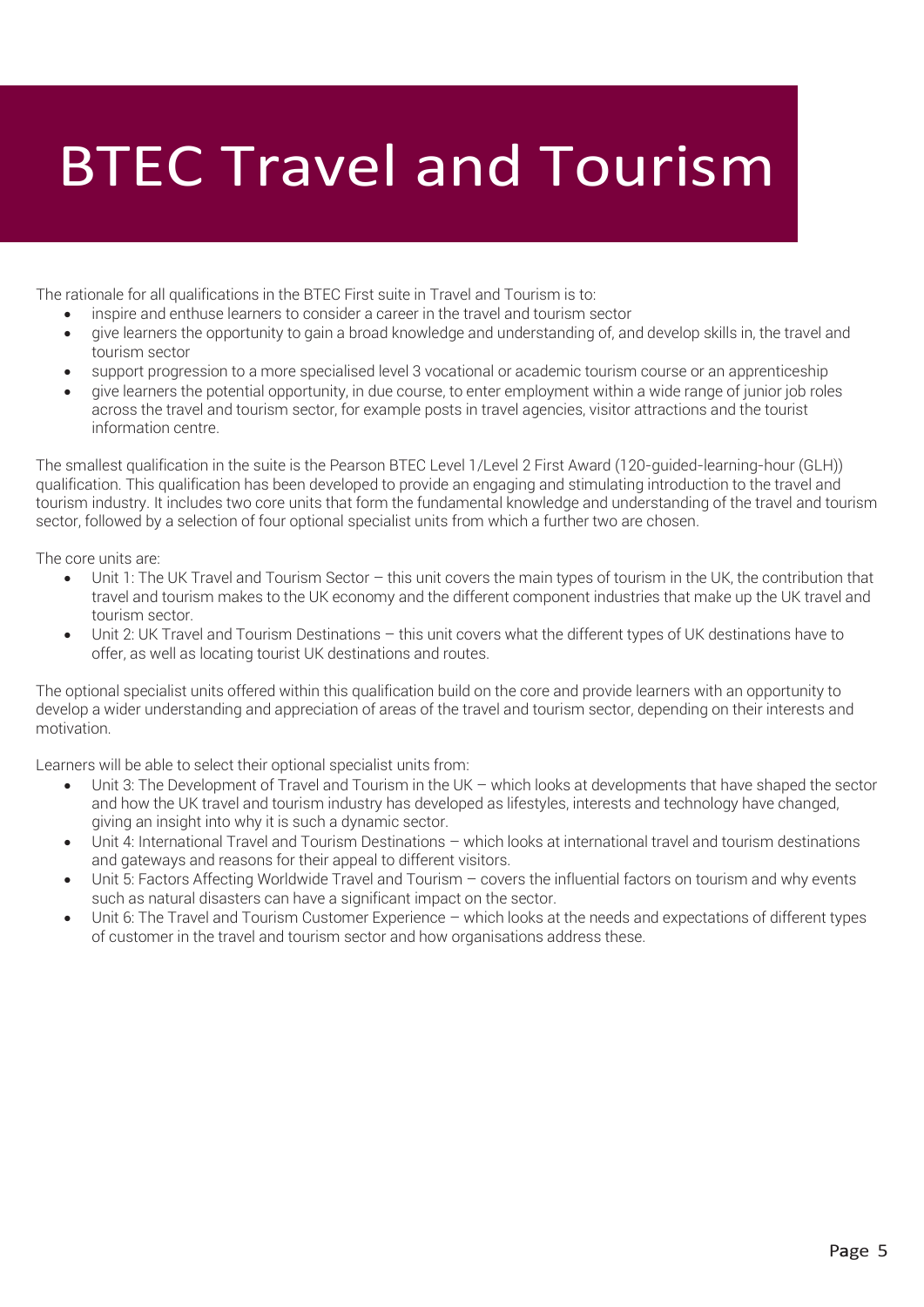# BTEC Travel and Tourism

The rationale for all qualifications in the BTEC First suite in Travel and Tourism is to:

- inspire and enthuse learners to consider a career in the travel and tourism sector
- give learners the opportunity to gain a broad knowledge and understanding of, and develop skills in, the travel and tourism sector
- support progression to a more specialised level 3 vocational or academic tourism course or an apprenticeship
- give learners the potential opportunity, in due course, to enter employment within a wide range of junior job roles across the travel and tourism sector, for example posts in travel agencies, visitor attractions and the tourist information centre.

The smallest qualification in the suite is the Pearson BTEC Level 1/Level 2 First Award (120-guided-learning-hour (GLH)) qualification. This qualification has been developed to provide an engaging and stimulating introduction to the travel and tourism industry. It includes two core units that form the fundamental knowledge and understanding of the travel and tourism sector, followed by a selection of four optional specialist units from which a further two are chosen.

The core units are:

- Unit 1: The UK Travel and Tourism Sector – this unit covers the main types of tourism in the UK, the contribution that travel and tourism makes to the UK economy and the different component industries that make up the UK travel and tourism sector.
- Unit 2: UK Travel and Tourism Destinations – this unit covers what the different types of UK destinations have to offer, as well as locating tourist UK destinations and routes.

The optional specialist units offered within this qualification build on the core and provide learners with an opportunity to develop a wider understanding and appreciation of areas of the travel and tourism sector, depending on their interests and motivation.

Learners will be able to select their optional specialist units from:

- Unit 3: The Development of Travel and Tourism in the UK – which looks at developments that have shaped the sector and how the UK travel and tourism industry has developed as lifestyles, interests and technology have changed, giving an insight into why it is such a dynamic sector.
- Unit 4: International Travel and Tourism Destinations – which looks at international travel and tourism destinations and gateways and reasons for their appeal to different visitors.
- Unit 5: Factors Affecting Worldwide Travel and Tourism – covers the influential factors on tourism and why events such as natural disasters can have a significant impact on the sector.
- Unit 6: The Travel and Tourism Customer Experience – which looks at the needs and expectations of different types of customer in the travel and tourism sector and how organisations address these.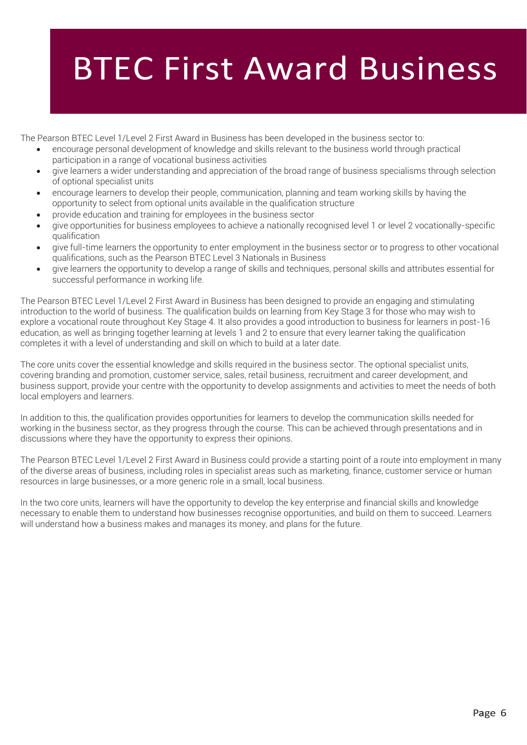# BTEC First Award Business

The Pearson BTEC Level 1/Level 2 First Award in Business has been developed in the business sector to:

- encourage personal development of knowledge and skills relevant to the business world through practical participation in a range of vocational business activities
- give learners a wider understanding and appreciation of the broad range of business specialisms through selection of optional specialist units
- encourage learners to develop their people, communication, planning and team working skills by having the opportunity to select from optional units available in the qualification structure
- provide education and training for employees in the business sector
- give opportunities for business employees to achieve a nationally recognised level 1 or level 2 vocationally-specific qualification
- give full-time learners the opportunity to enter employment in the business sector or to progress to other vocational qualifications, such as the Pearson BTEC Level 3 Nationals in Business
- give learners the opportunity to develop a range of skills and techniques, personal skills and attributes essential for successful performance in working life.

The Pearson BTEC Level 1/Level 2 First Award in Business has been designed to provide an engaging and stimulating introduction to the world of business. The qualification builds on learning from Key Stage 3 for those who may wish to explore a vocational route throughout Key Stage 4. It also provides a good introduction to business for learners in post-16 education, as well as bringing together learning at levels 1 and 2 to ensure that every learner taking the qualification completes it with a level of understanding and skill on which to build at a later date.

The core units cover the essential knowledge and skills required in the business sector. The optional specialist units, covering branding and promotion, customer service, sales, retail business, recruitment and career development, and business support, provide your centre with the opportunity to develop assignments and activities to meet the needs of both local employers and learners.

In addition to this, the qualification provides opportunities for learners to develop the communication skills needed for working in the business sector, as they progress through the course. This can be achieved through presentations and in discussions where they have the opportunity to express their opinions.

The Pearson BTEC Level 1/Level 2 First Award in Business could provide a starting point of a route into employment in many of the diverse areas of business, including roles in specialist areas such as marketing, finance, customer service or human resources in large businesses, or a more generic role in a small, local business.

In the two core units, learners will have the opportunity to develop the key enterprise and financial skills and knowledge necessary to enable them to understand how businesses recognise opportunities, and build on them to succeed. Learners will understand how a business makes and manages its money, and plans for the future.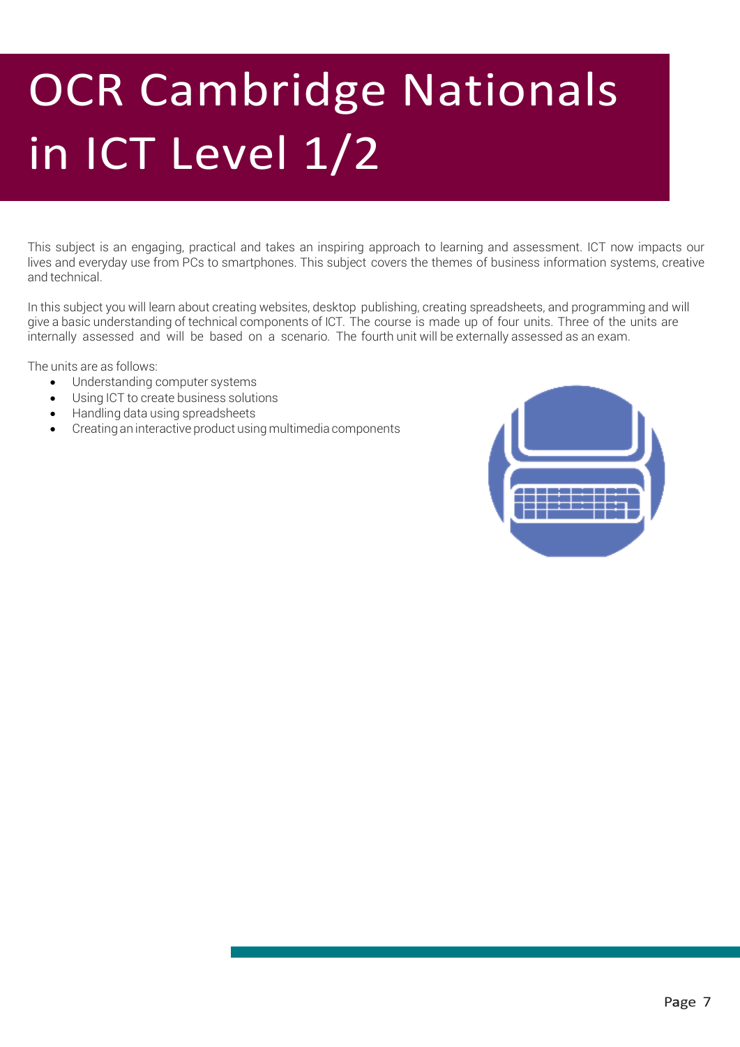# OCR Cambridge Nationals in ICT Level 1/2

This subject is an engaging, practical and takes an inspiring approach to learning and assessment. ICT now impacts our lives and everyday use from PCs to smartphones. This subject covers the themes of business information systems, creative and technical.

In this subject you will learn about creating websites, desktop publishing, creating spreadsheets, and programming and will give a basic understanding of technical components of ICT. The course is made up of four units. Three of the units are internally assessed and will be based on a scenario. The fourth unit will be externally assessed as an exam.

The units are as follows:

- Understanding computer systems
- Using ICT to create business solutions
- Handling data using spreadsheets
- Creating an interactive product using multimedia components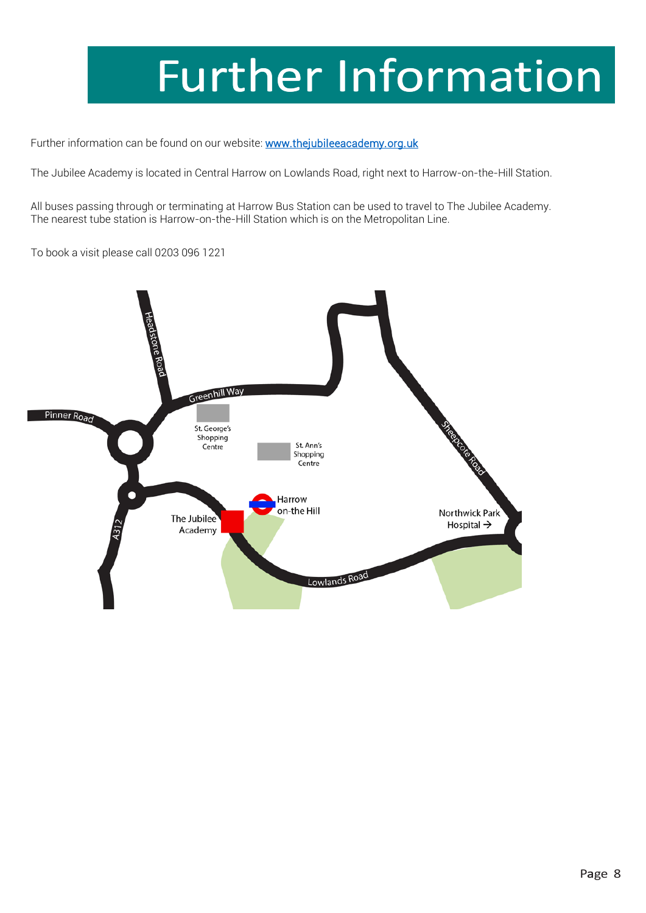# Further Information

Further information can be found on our website: [www.thejubileeacademy.org.uk](http://www.thejubileeacademy.org.uk)

The Jubilee Academy is located in Central Harrow on Lowlands Road, right next to Harrow-on-the-Hill Station.

All buses passing through or terminating at Harrow Bus Station can be used to travel to The Jubilee Academy.
The nearest tube station is Harrow-on-the-Hill Station which is on the Metropolitan Line.

To book a visit please call 0203 096 1221

Headstone Road
Greenhill Way
Pinner Road
St. George's Shopping Centre
St. Ann's Shopping Centre
Sheepcote Road
Harrow on-the Hill
The Jubilee Academy
Northwick Park Hospital →
A312
Lowlands Road